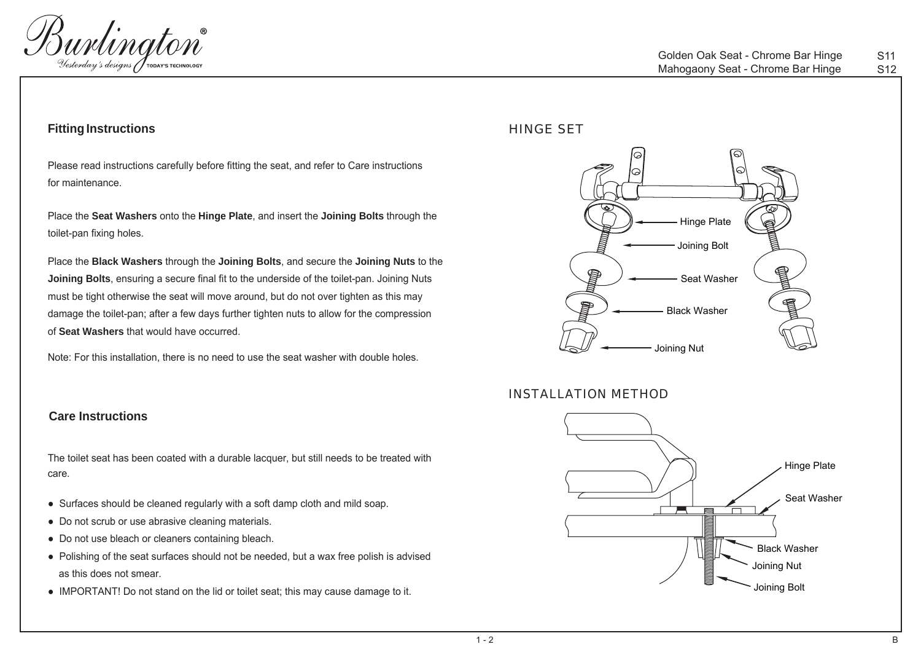Golden Oak Seat - Chrome Bar Hinge S11
Mahogaony Seat - Chrome Bar Hinge S12

## Fitting Instructions

Please read instructions carefully before fitting the seat, and refer to Care instructions for maintenance.

Place the **Seat Washers** onto the **Hinge Plate**, and insert the **Joining Bolts** through the toilet-pan fixing holes.

Place the **Black Washers** through the **Joining Bolts**, and secure the **Joining Nuts** to the **Joining Bolts**, ensuring a secure final fit to the underside of the toilet-pan. Joining Nuts must be tight otherwise the seat will move around, but do not over tighten as this may damage the toilet-pan; after a few days further tighten nuts to allow for the compression of **Seat Washers** that would have occurred.

Note: For this installation, there is no need to use the seat washer with double holes.

## HINGE SET

Hinge Plate
Joining Bolt
Seat Washer
Black Washer
Joining Nut

## INSTALLATION METHOD

Hinge Plate
Seat Washer
Black Washer
Joining Nut
Joining Bolt

## Care Instructions

The toilet seat has been coated with a durable lacquer, but still needs to be treated with care.

- Surfaces should be cleaned regularly with a soft damp cloth and mild soap.
- Do not scrub or use abrasive cleaning materials.
- Do not use bleach or cleaners containing bleach.
- Polishing of the seat surfaces should not be needed, but a wax free polish is advised as this does not smear.
- IMPORTANT! Do not stand on the lid or toilet seat; this may cause damage to it.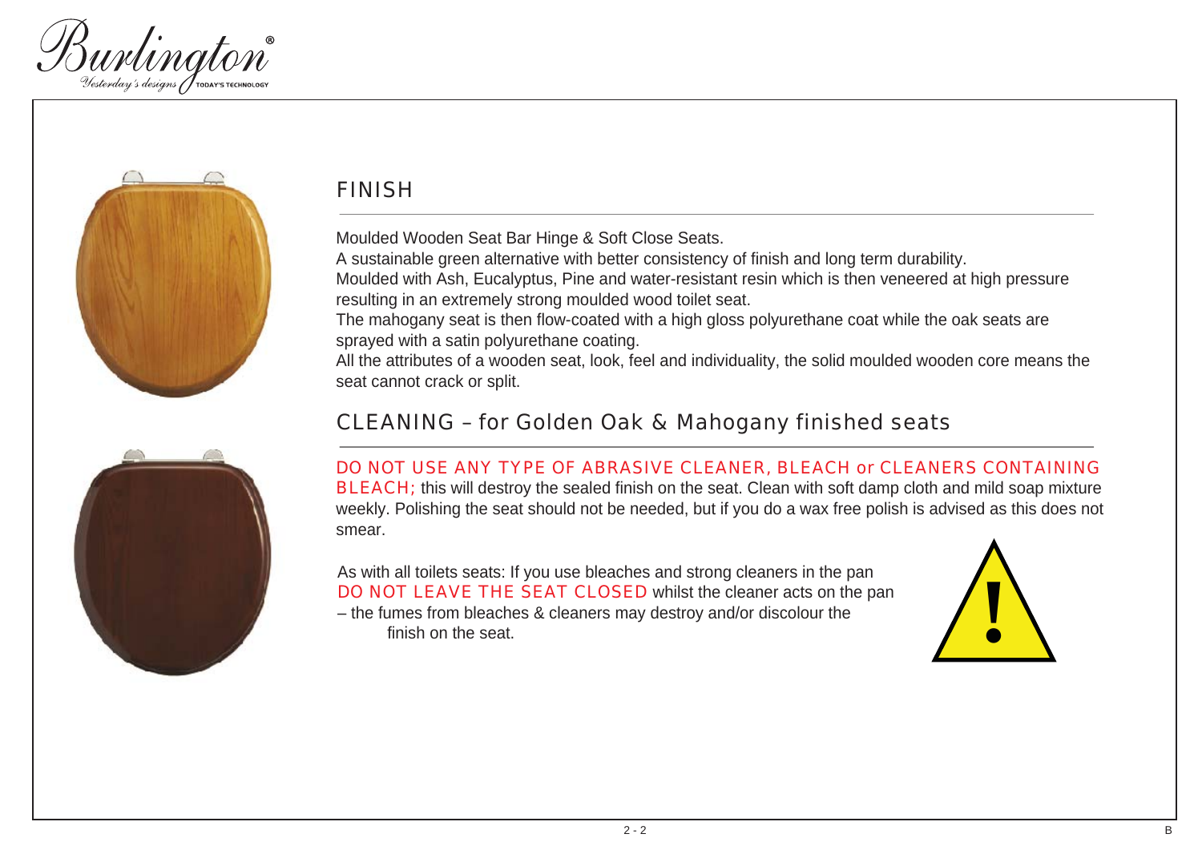## FINISH

Moulded Wooden Seat Bar Hinge & Soft Close Seats.
A sustainable green alternative with better consistency of finish and long term durability.
Moulded with Ash, Eucalyptus, Pine and water-resistant resin which is then veneered at high pressure resulting in an extremely strong moulded wood toilet seat.
The mahogany seat is then flow-coated with a high gloss polyurethane coat while the oak seats are sprayed with a satin polyurethane coating.
All the attributes of a wooden seat, look, feel and individuality, the solid moulded wooden core means the seat cannot crack or split.

## CLEANING – for Golden Oak & Mahogany finished seats

DO NOT USE ANY TYPE OF ABRASIVE CLEANER, BLEACH or CLEANERS CONTAINING BLEACH; this will destroy the sealed finish on the seat. Clean with soft damp cloth and mild soap mixture weekly. Polishing the seat should not be needed, but if you do a wax free polish is advised as this does not smear.

As with all toilets seats: If you use bleaches and strong cleaners in the pan DO NOT LEAVE THE SEAT CLOSED whilst the cleaner acts on the pan – the fumes from bleaches & cleaners may destroy and/or discolour the finish on the seat.